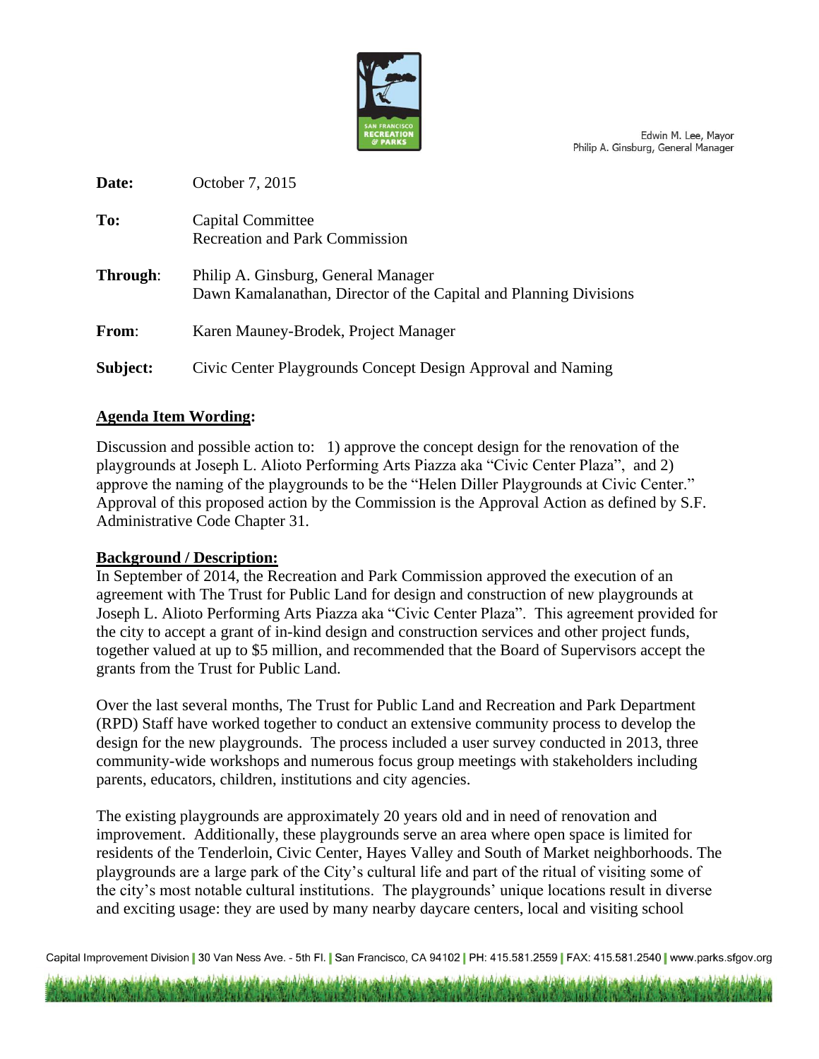Edwin M. Lee, Mayor
Philip A. Ginsburg, General Manager

**Date:** October 7, 2015

**To:** Capital Committee
Recreation and Park Commission

**Through:** Philip A. Ginsburg, General Manager
Dawn Kamalanathan, Director of the Capital and Planning Divisions

**From:** Karen Mauney-Brodek, Project Manager

**Subject:** Civic Center Playgrounds Concept Design Approval and Naming

**Agenda Item Wording:**

Discussion and possible action to: 1) approve the concept design for the renovation of the playgrounds at Joseph L. Alioto Performing Arts Piazza aka "Civic Center Plaza", and 2) approve the naming of the playgrounds to be the "Helen Diller Playgrounds at Civic Center." Approval of this proposed action by the Commission is the Approval Action as defined by S.F. Administrative Code Chapter 31.

**Background / Description:**

In September of 2014, the Recreation and Park Commission approved the execution of an agreement with The Trust for Public Land for design and construction of new playgrounds at Joseph L. Alioto Performing Arts Piazza aka "Civic Center Plaza". This agreement provided for the city to accept a grant of in-kind design and construction services and other project funds, together valued at up to $5 million, and recommended that the Board of Supervisors accept the grants from the Trust for Public Land.

Over the last several months, The Trust for Public Land and Recreation and Park Department (RPD) Staff have worked together to conduct an extensive community process to develop the design for the new playgrounds. The process included a user survey conducted in 2013, three community-wide workshops and numerous focus group meetings with stakeholders including parents, educators, children, institutions and city agencies.

The existing playgrounds are approximately 20 years old and in need of renovation and improvement. Additionally, these playgrounds serve an area where open space is limited for residents of the Tenderloin, Civic Center, Hayes Valley and South of Market neighborhoods. The playgrounds are a large park of the City's cultural life and part of the ritual of visiting some of the city's most notable cultural institutions. The playgrounds' unique locations result in diverse and exciting usage: they are used by many nearby daycare centers, local and visiting school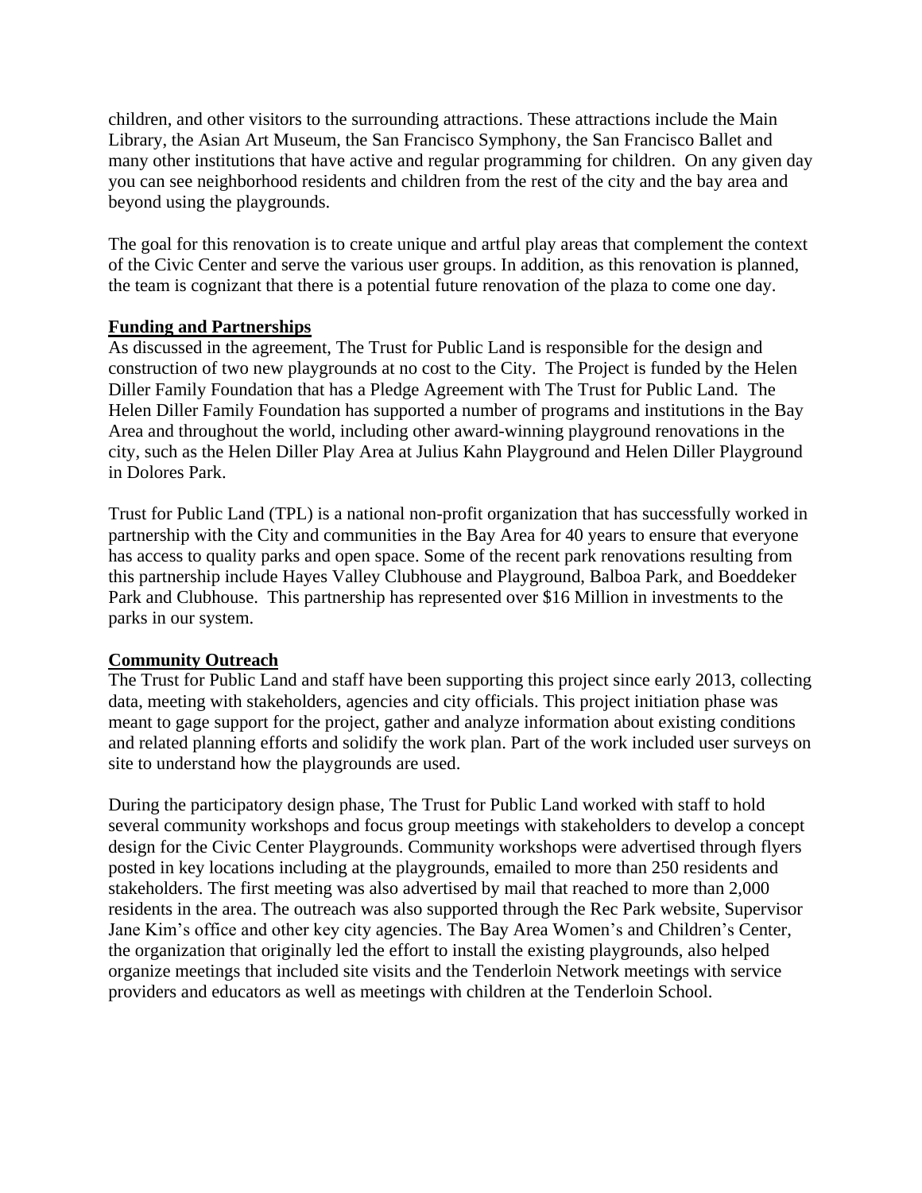children, and other visitors to the surrounding attractions. These attractions include the Main Library, the Asian Art Museum, the San Francisco Symphony, the San Francisco Ballet and many other institutions that have active and regular programming for children. On any given day you can see neighborhood residents and children from the rest of the city and the bay area and beyond using the playgrounds.

The goal for this renovation is to create unique and artful play areas that complement the context of the Civic Center and serve the various user groups. In addition, as this renovation is planned, the team is cognizant that there is a potential future renovation of the plaza to come one day.

## Funding and Partnerships

As discussed in the agreement, The Trust for Public Land is responsible for the design and construction of two new playgrounds at no cost to the City. The Project is funded by the Helen Diller Family Foundation that has a Pledge Agreement with The Trust for Public Land. The Helen Diller Family Foundation has supported a number of programs and institutions in the Bay Area and throughout the world, including other award-winning playground renovations in the city, such as the Helen Diller Play Area at Julius Kahn Playground and Helen Diller Playground in Dolores Park.

Trust for Public Land (TPL) is a national non-profit organization that has successfully worked in partnership with the City and communities in the Bay Area for 40 years to ensure that everyone has access to quality parks and open space. Some of the recent park renovations resulting from this partnership include Hayes Valley Clubhouse and Playground, Balboa Park, and Boeddeker Park and Clubhouse. This partnership has represented over $16 Million in investments to the parks in our system.

## Community Outreach

The Trust for Public Land and staff have been supporting this project since early 2013, collecting data, meeting with stakeholders, agencies and city officials. This project initiation phase was meant to gage support for the project, gather and analyze information about existing conditions and related planning efforts and solidify the work plan. Part of the work included user surveys on site to understand how the playgrounds are used.

During the participatory design phase, The Trust for Public Land worked with staff to hold several community workshops and focus group meetings with stakeholders to develop a concept design for the Civic Center Playgrounds. Community workshops were advertised through flyers posted in key locations including at the playgrounds, emailed to more than 250 residents and stakeholders. The first meeting was also advertised by mail that reached to more than 2,000 residents in the area. The outreach was also supported through the Rec Park website, Supervisor Jane Kim's office and other key city agencies. The Bay Area Women's and Children's Center, the organization that originally led the effort to install the existing playgrounds, also helped organize meetings that included site visits and the Tenderloin Network meetings with service providers and educators as well as meetings with children at the Tenderloin School.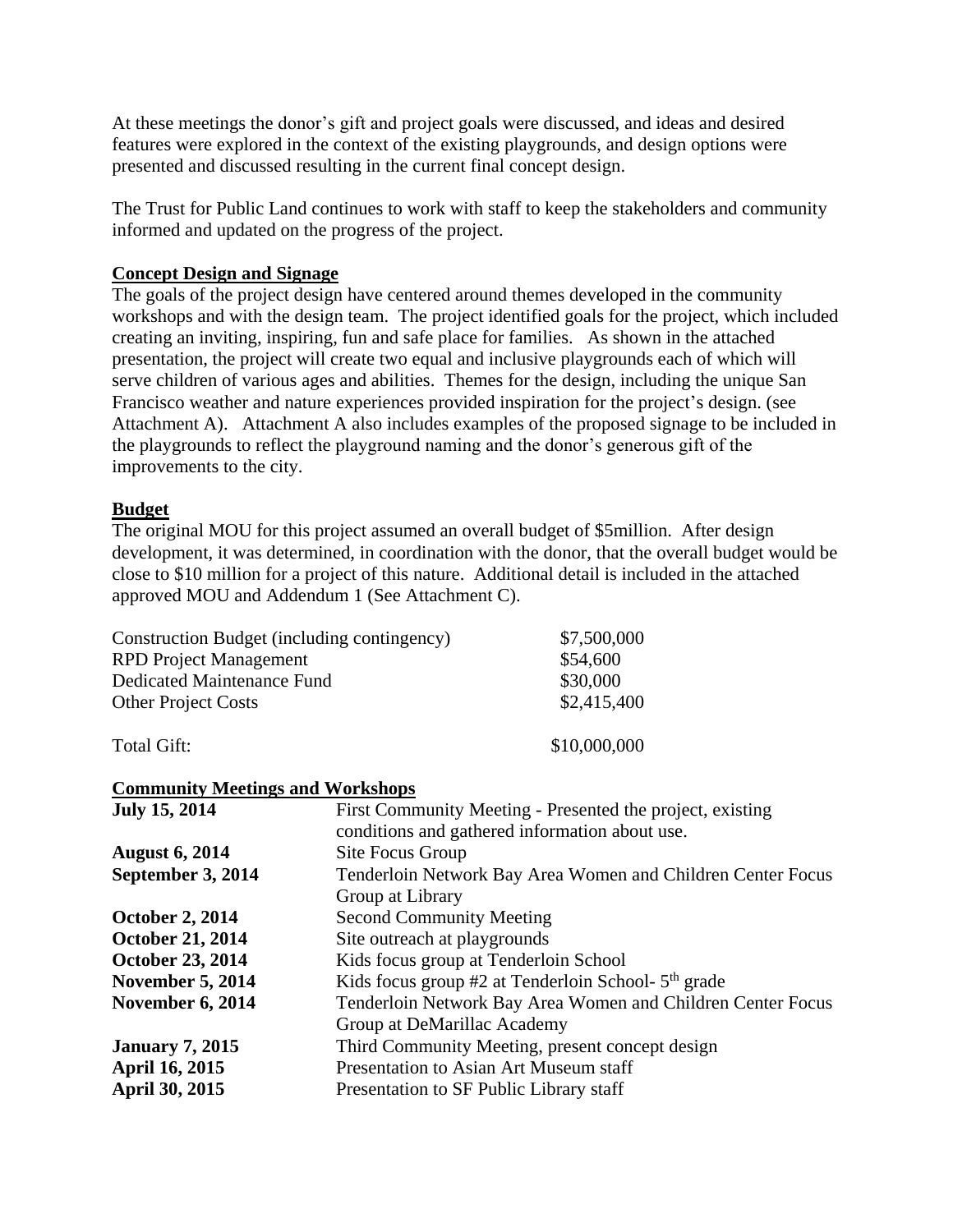At these meetings the donor's gift and project goals were discussed, and ideas and desired features were explored in the context of the existing playgrounds, and design options were presented and discussed resulting in the current final concept design.

The Trust for Public Land continues to work with staff to keep the stakeholders and community informed and updated on the progress of the project.

**Concept Design and Signage**

The goals of the project design have centered around themes developed in the community workshops and with the design team. The project identified goals for the project, which included creating an inviting, inspiring, fun and safe place for families. As shown in the attached presentation, the project will create two equal and inclusive playgrounds each of which will serve children of various ages and abilities. Themes for the design, including the unique San Francisco weather and nature experiences provided inspiration for the project's design. (see Attachment A). Attachment A also includes examples of the proposed signage to be included in the playgrounds to reflect the playground naming and the donor's generous gift of the improvements to the city.

**Budget**

The original MOU for this project assumed an overall budget of $5million. After design development, it was determined, in coordination with the donor, that the overall budget would be close to $10 million for a project of this nature. Additional detail is included in the attached approved MOU and Addendum 1 (See Attachment C).

| | |
|---|---|
| Construction Budget (including contingency) | $7,500,000 |
| RPD Project Management | $54,600 |
| Dedicated Maintenance Fund | $30,000 |
| Other Project Costs | $2,415,400 |
| Total Gift: | $10,000,000 |

**Community Meetings and Workshops**

| | |
|---|---|
| **July 15, 2014** | First Community Meeting - Presented the project, existing conditions and gathered information about use. |
| **August 6, 2014** | Site Focus Group |
| **September 3, 2014** | Tenderloin Network Bay Area Women and Children Center Focus Group at Library |
| **October 2, 2014** | Second Community Meeting |
| **October 21, 2014** | Site outreach at playgrounds |
| **October 23, 2014** | Kids focus group at Tenderloin School |
| **November 5, 2014** | Kids focus group #2 at Tenderloin School- 5th grade |
| **November 6, 2014** | Tenderloin Network Bay Area Women and Children Center Focus Group at DeMarillac Academy |
| **January 7, 2015** | Third Community Meeting, present concept design |
| **April 16, 2015** | Presentation to Asian Art Museum staff |
| **April 30, 2015** | Presentation to SF Public Library staff |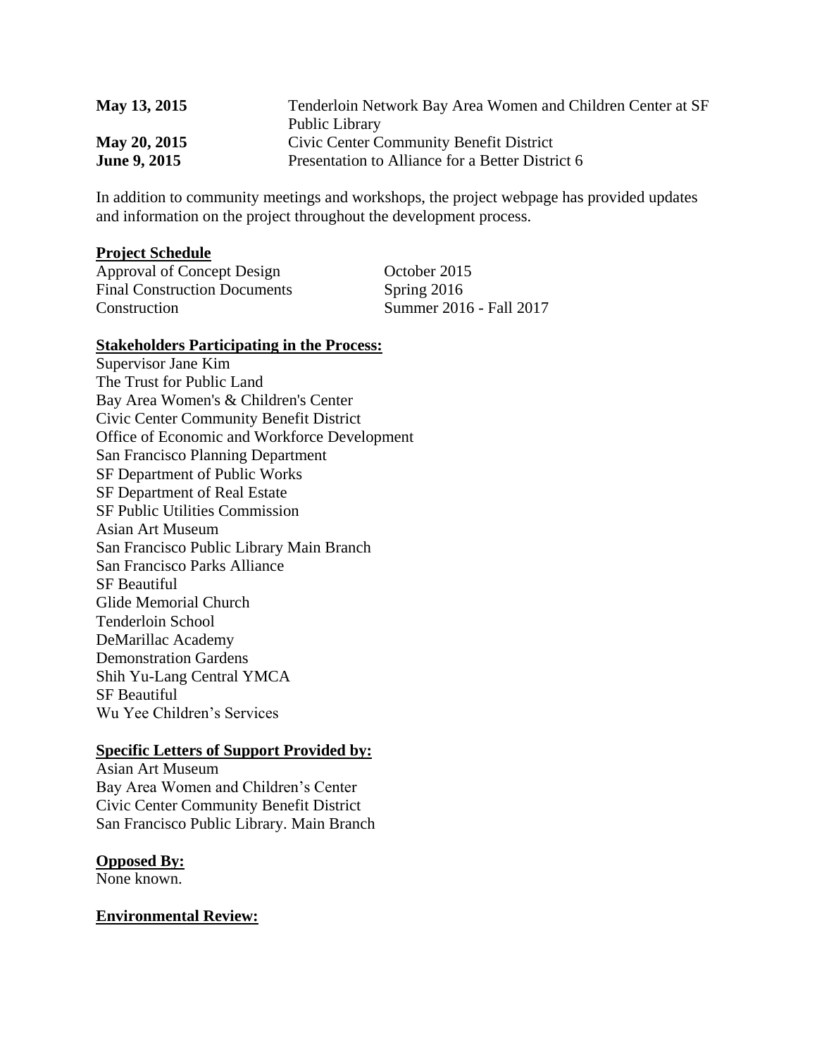| | |
|---|---|
| **May 13, 2015** | Tenderloin Network Bay Area Women and Children Center at SF Public Library |
| **May 20, 2015** | Civic Center Community Benefit District |
| **June 9, 2015** | Presentation to Alliance for a Better District 6 |

In addition to community meetings and workshops, the project webpage has provided updates and information on the project throughout the development process.

**Project Schedule**

| | |
|---|---|
| Approval of Concept Design | October 2015 |
| Final Construction Documents | Spring 2016 |
| Construction | Summer 2016 - Fall 2017 |

**Stakeholders Participating in the Process:**

Supervisor Jane Kim
The Trust for Public Land
Bay Area Women's & Children's Center
Civic Center Community Benefit District
Office of Economic and Workforce Development
San Francisco Planning Department
SF Department of Public Works
SF Department of Real Estate
SF Public Utilities Commission
Asian Art Museum
San Francisco Public Library Main Branch
San Francisco Parks Alliance
SF Beautiful
Glide Memorial Church
Tenderloin School
DeMarillac Academy
Demonstration Gardens
Shih Yu-Lang Central YMCA
SF Beautiful
Wu Yee Children's Services

**Specific Letters of Support Provided by:**

Asian Art Museum
Bay Area Women and Children's Center
Civic Center Community Benefit District
San Francisco Public Library. Main Branch

**Opposed By:**

None known.

**Environmental Review:**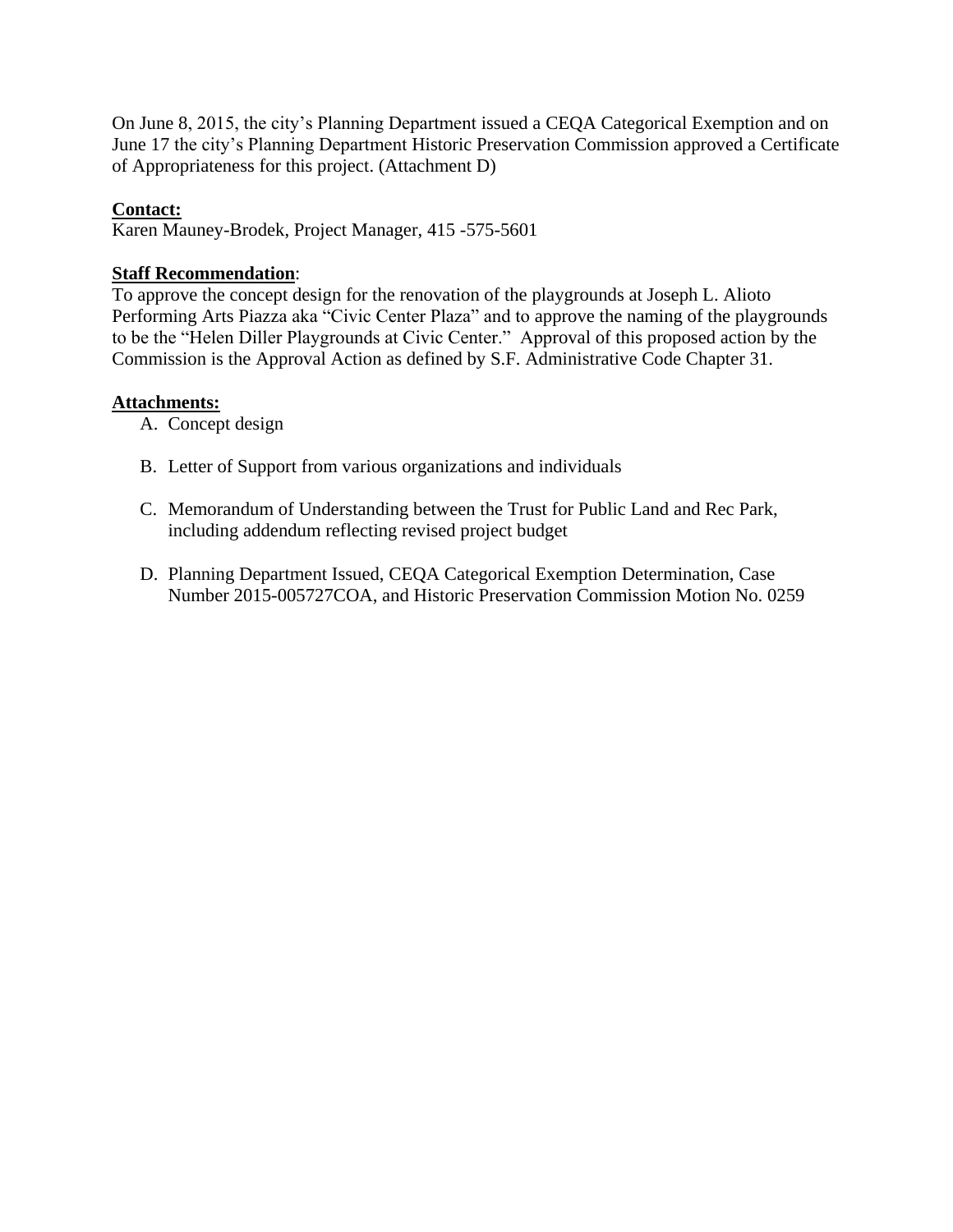On June 8, 2015, the city's Planning Department issued a CEQA Categorical Exemption and on June 17 the city's Planning Department Historic Preservation Commission approved a Certificate of Appropriateness for this project. (Attachment D)

**Contact:**
Karen Mauney-Brodek, Project Manager, 415 -575-5601

**Staff Recommendation**:
To approve the concept design for the renovation of the playgrounds at Joseph L. Alioto Performing Arts Piazza aka "Civic Center Plaza" and to approve the naming of the playgrounds to be the "Helen Diller Playgrounds at Civic Center." Approval of this proposed action by the Commission is the Approval Action as defined by S.F. Administrative Code Chapter 31.

**Attachments:**

A. Concept design

B. Letter of Support from various organizations and individuals

C. Memorandum of Understanding between the Trust for Public Land and Rec Park, including addendum reflecting revised project budget

D. Planning Department Issued, CEQA Categorical Exemption Determination, Case Number 2015-005727COA, and Historic Preservation Commission Motion No. 0259